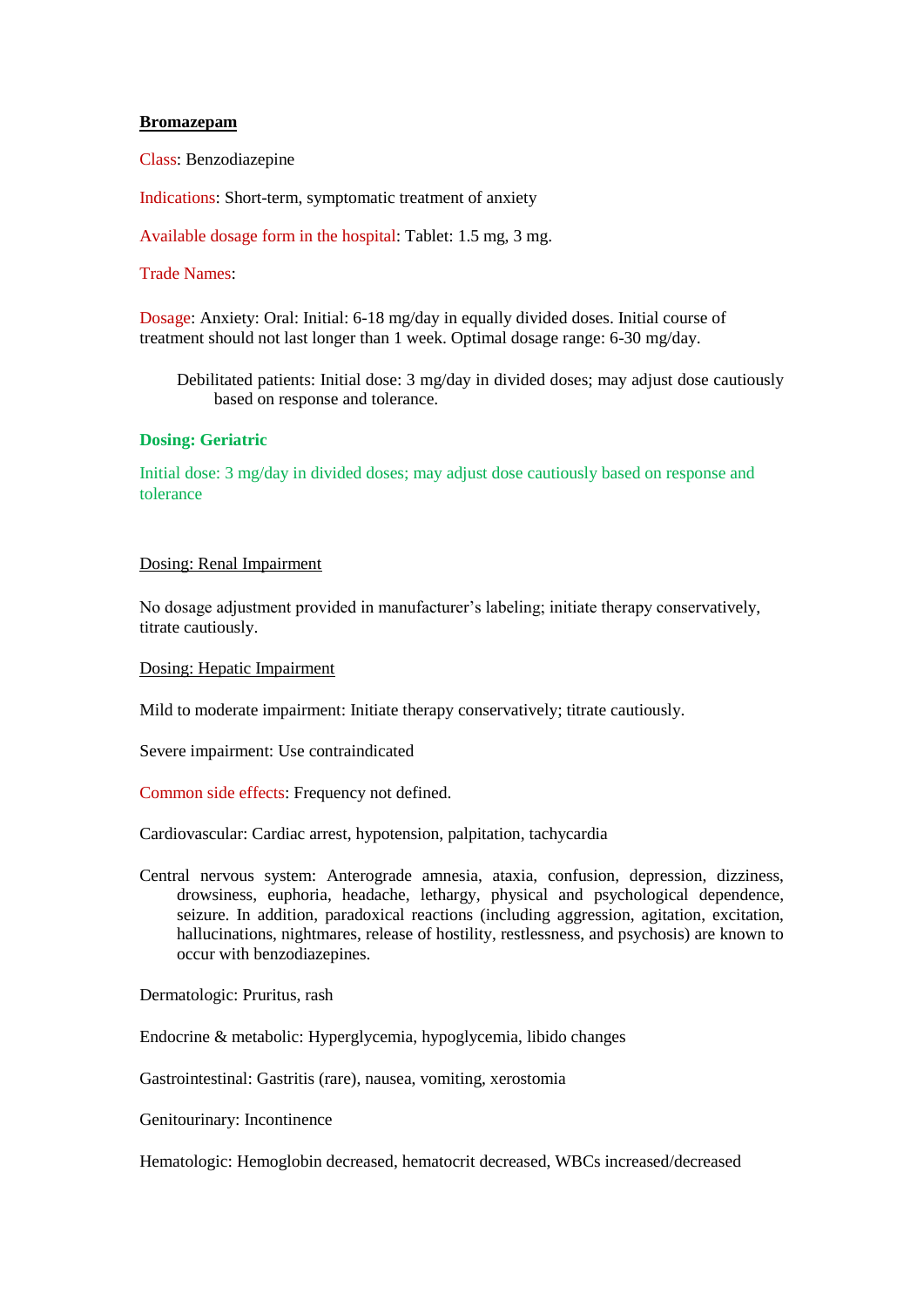# Bromazepam

**Class**: Benzodiazepine

**Indications**: Short-term, symptomatic treatment of anxiety

**Available dosage form in the hospital**: Tablet: 1.5 mg, 3 mg.

**Trade Names**:

**Dosage**: Anxiety: Oral: Initial: 6-18 mg/day in equally divided doses. Initial course of treatment should not last longer than 1 week. Optimal dosage range: 6-30 mg/day.

Debilitated patients: Initial dose: 3 mg/day in divided doses; may adjust dose cautiously based on response and tolerance.

## Dosing: Geriatric

Initial dose: 3 mg/day in divided doses; may adjust dose cautiously based on response and tolerance

## Dosing: Renal Impairment

No dosage adjustment provided in manufacturer's labeling; initiate therapy conservatively, titrate cautiously.

## Dosing: Hepatic Impairment

Mild to moderate impairment: Initiate therapy conservatively; titrate cautiously.

Severe impairment: Use contraindicated

**Common side effects**: Frequency not defined.

Cardiovascular: Cardiac arrest, hypotension, palpitation, tachycardia

Central nervous system: Anterograde amnesia, ataxia, confusion, depression, dizziness, drowsiness, euphoria, headache, lethargy, physical and psychological dependence, seizure. In addition, paradoxical reactions (including aggression, agitation, excitation, hallucinations, nightmares, release of hostility, restlessness, and psychosis) are known to occur with benzodiazepines.

Dermatologic: Pruritus, rash

Endocrine & metabolic: Hyperglycemia, hypoglycemia, libido changes

Gastrointestinal: Gastritis (rare), nausea, vomiting, xerostomia

Genitourinary: Incontinence

Hematologic: Hemoglobin decreased, hematocrit decreased, WBCs increased/decreased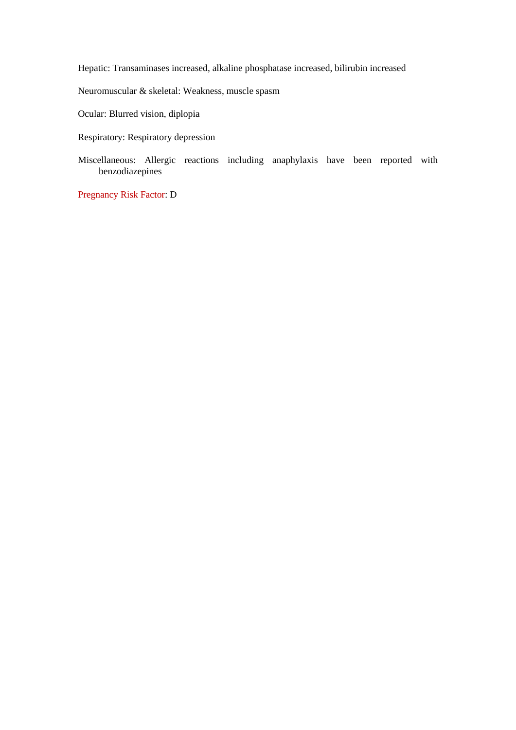Hepatic: Transaminases increased, alkaline phosphatase increased, bilirubin increased

Neuromuscular & skeletal: Weakness, muscle spasm

Ocular: Blurred vision, diplopia

Respiratory: Respiratory depression

Miscellaneous: Allergic reactions including anaphylaxis have been reported with benzodiazepines

Pregnancy Risk Factor: D